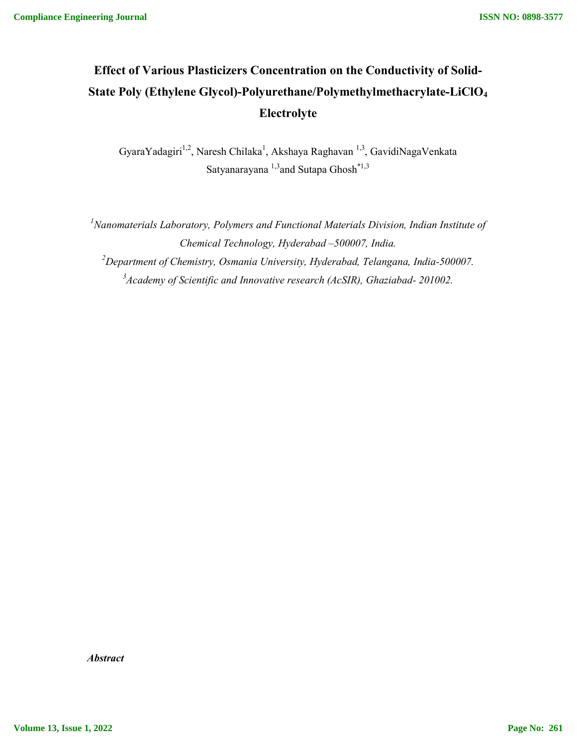# Effect of Various Plasticizers Concentration on the Conductivity of Solid-State Poly (Ethylene Glycol)-Polyurethane/Polymethylmethacrylate-$LiClO_4$ Electrolyte

GyaraYadagiri[1,2], Naresh Chilaka[1], Akshaya Raghavan [1,3], GavidiNagaVenkata Satyanarayana [1,3] and Sutapa Ghosh[*1,3]

*[1]Nanomaterials Laboratory, Polymers and Functional Materials Division, Indian Institute of Chemical Technology, Hyderabad –500007, India.*

*[2]Department of Chemistry, Osmania University, Hyderabad, Telangana, India-500007.*

*[3]Academy of Scientific and Innovative research (AcSIR), Ghaziabad- 201002.*

***Abstract***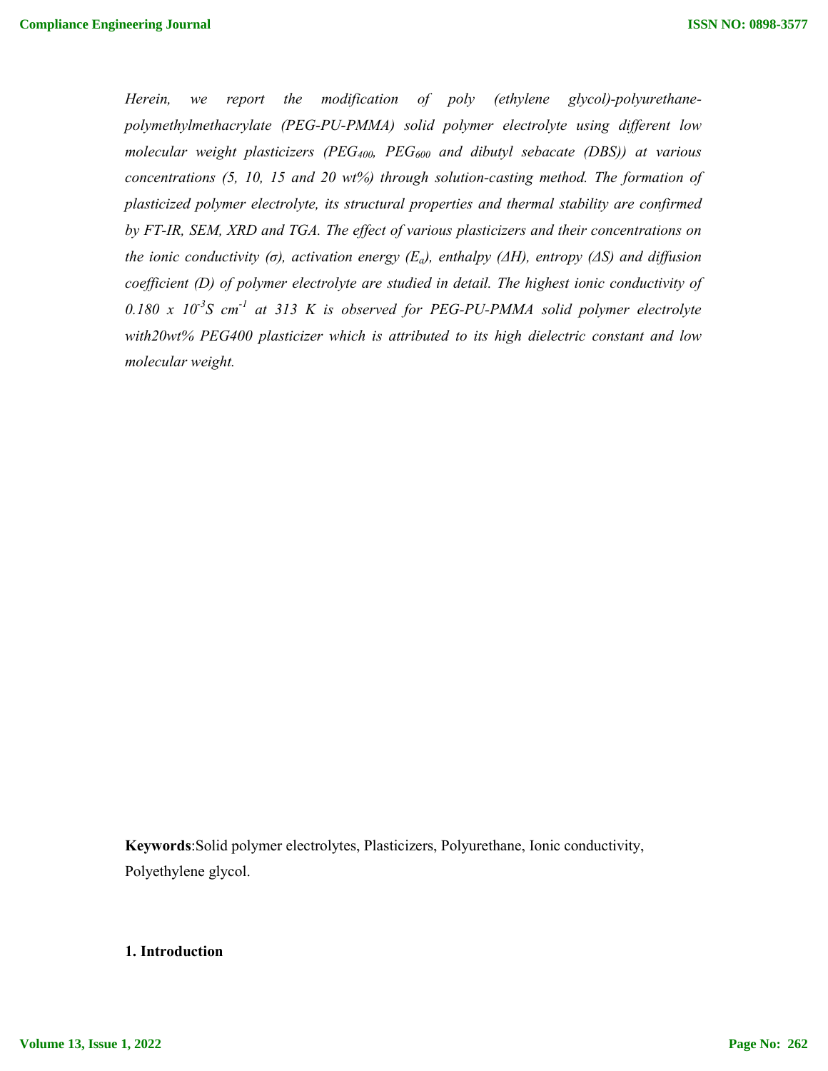*Herein, we report the modification of poly (ethylene glycol)-polyurethane-polymethylmethacrylate (PEG-PU-PMMA) solid polymer electrolyte using different low molecular weight plasticizers ($PEG_{400}$, $PEG_{600}$ and dibutyl sebacate (DBS)) at various concentrations (5, 10, 15 and 20 wt%) through solution-casting method. The formation of plasticized polymer electrolyte, its structural properties and thermal stability are confirmed by FT-IR, SEM, XRD and TGA. The effect of various plasticizers and their concentrations on the ionic conductivity (σ), activation energy ($E_a$), enthalpy (ΔH), entropy (ΔS) and diffusion coefficient (D) of polymer electrolyte are studied in detail. The highest ionic conductivity of 0.180 x $10^{-3}$S $cm^{-1}$ at 313 K is observed for PEG-PU-PMMA solid polymer electrolyte with20wt% PEG400 plasticizer which is attributed to its high dielectric constant and low molecular weight.*

**Keywords**:Solid polymer electrolytes, Plasticizers, Polyurethane, Ionic conductivity, Polyethylene glycol.

## 1. Introduction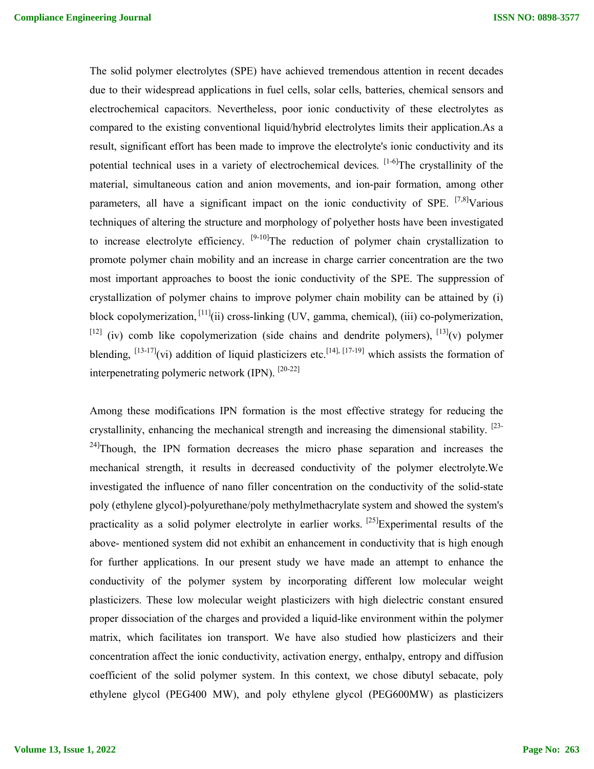The solid polymer electrolytes (SPE) have achieved tremendous attention in recent decades due to their widespread applications in fuel cells, solar cells, batteries, chemical sensors and electrochemical capacitors. Nevertheless, poor ionic conductivity of these electrolytes as compared to the existing conventional liquid/hybrid electrolytes limits their application.As a result, significant effort has been made to improve the electrolyte's ionic conductivity and its potential technical uses in a variety of electrochemical devices. [1-6]The crystallinity of the material, simultaneous cation and anion movements, and ion-pair formation, among other parameters, all have a significant impact on the ionic conductivity of SPE. [7,8]Various techniques of altering the structure and morphology of polyether hosts have been investigated to increase electrolyte efficiency. [9-10]The reduction of polymer chain crystallization to promote polymer chain mobility and an increase in charge carrier concentration are the two most important approaches to boost the ionic conductivity of the SPE. The suppression of crystallization of polymer chains to improve polymer chain mobility can be attained by (i) block copolymerization, [11](ii) cross-linking (UV, gamma, chemical), (iii) co-polymerization, [12] (iv) comb like copolymerization (side chains and dendrite polymers), [13](v) polymer blending, [13-17](vi) addition of liquid plasticizers etc.[14], [17-19] which assists the formation of interpenetrating polymeric network (IPN). [20-22]

Among these modifications IPN formation is the most effective strategy for reducing the crystallinity, enhancing the mechanical strength and increasing the dimensional stability. [23-24]Though, the IPN formation decreases the micro phase separation and increases the mechanical strength, it results in decreased conductivity of the polymer electrolyte.We investigated the influence of nano filler concentration on the conductivity of the solid-state poly (ethylene glycol)-polyurethane/poly methylmethacrylate system and showed the system's practicality as a solid polymer electrolyte in earlier works. [25]Experimental results of the above- mentioned system did not exhibit an enhancement in conductivity that is high enough for further applications. In our present study we have made an attempt to enhance the conductivity of the polymer system by incorporating different low molecular weight plasticizers. These low molecular weight plasticizers with high dielectric constant ensured proper dissociation of the charges and provided a liquid-like environment within the polymer matrix, which facilitates ion transport. We have also studied how plasticizers and their concentration affect the ionic conductivity, activation energy, enthalpy, entropy and diffusion coefficient of the solid polymer system. In this context, we chose dibutyl sebacate, poly ethylene glycol (PEG400 MW), and poly ethylene glycol (PEG600MW) as plasticizers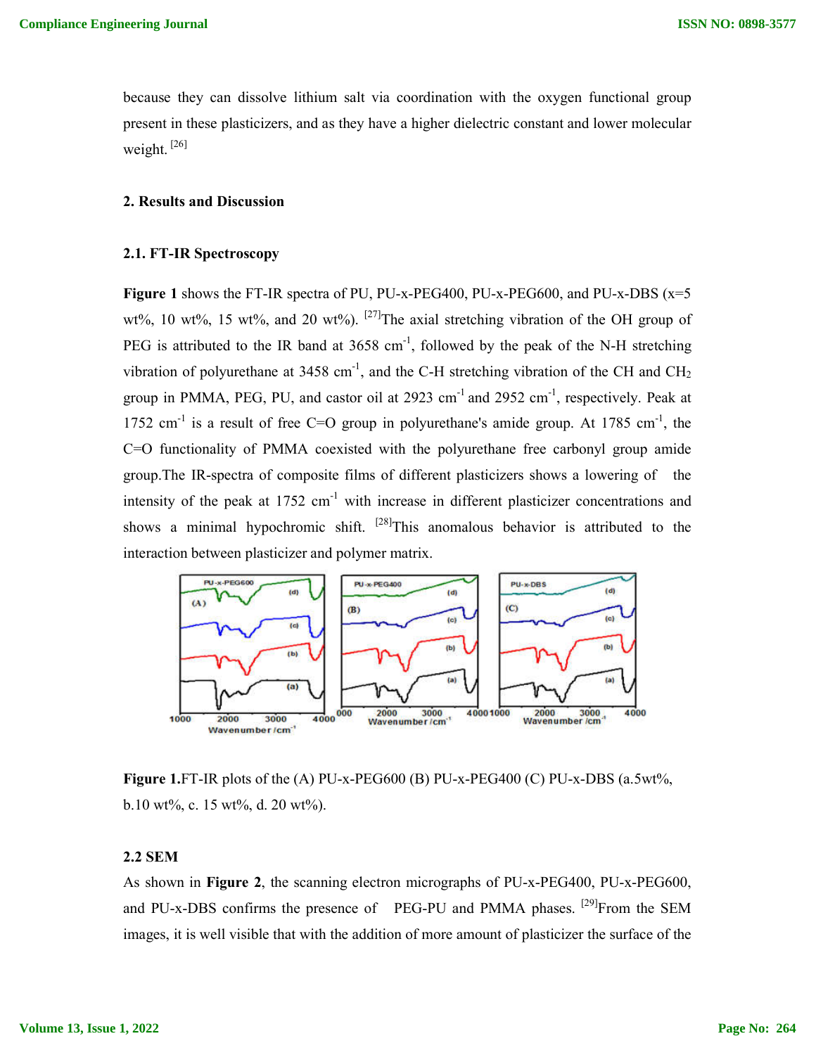because they can dissolve lithium salt via coordination with the oxygen functional group present in these plasticizers, and as they have a higher dielectric constant and lower molecular weight. [26]

## 2. Results and Discussion

### 2.1. FT-IR Spectroscopy

**Figure 1** shows the FT-IR spectra of PU, PU-x-PEG400, PU-x-PEG600, and PU-x-DBS (x=5 wt%, 10 wt%, 15 wt%, and 20 wt%). [27]The axial stretching vibration of the OH group of PEG is attributed to the IR band at 3658 $cm^{-1}$, followed by the peak of the N-H stretching vibration of polyurethane at 3458 $cm^{-1}$, and the C-H stretching vibration of the CH and $CH_2$ group in PMMA, PEG, PU, and castor oil at 2923 $cm^{-1}$ and 2952 $cm^{-1}$, respectively. Peak at 1752 $cm^{-1}$ is a result of free C=O group in polyurethane's amide group. At 1785 $cm^{-1}$, the C=O functionality of PMMA coexisted with the polyurethane free carbonyl group amide group.The IR-spectra of composite films of different plasticizers shows a lowering of the intensity of the peak at 1752 $cm^{-1}$ with increase in different plasticizer concentrations and shows a minimal hypochromic shift. [28]This anomalous behavior is attributed to the interaction between plasticizer and polymer matrix.

**Figure 1.**FT-IR plots of the (A) PU-x-PEG600 (B) PU-x-PEG400 (C) PU-x-DBS (a.5wt%, b.10 wt%, c. 15 wt%, d. 20 wt%).

### 2.2 SEM

As shown in **Figure 2**, the scanning electron micrographs of PU-x-PEG400, PU-x-PEG600, and PU-x-DBS confirms the presence of PEG-PU and PMMA phases. [29]From the SEM images, it is well visible that with the addition of more amount of plasticizer the surface of the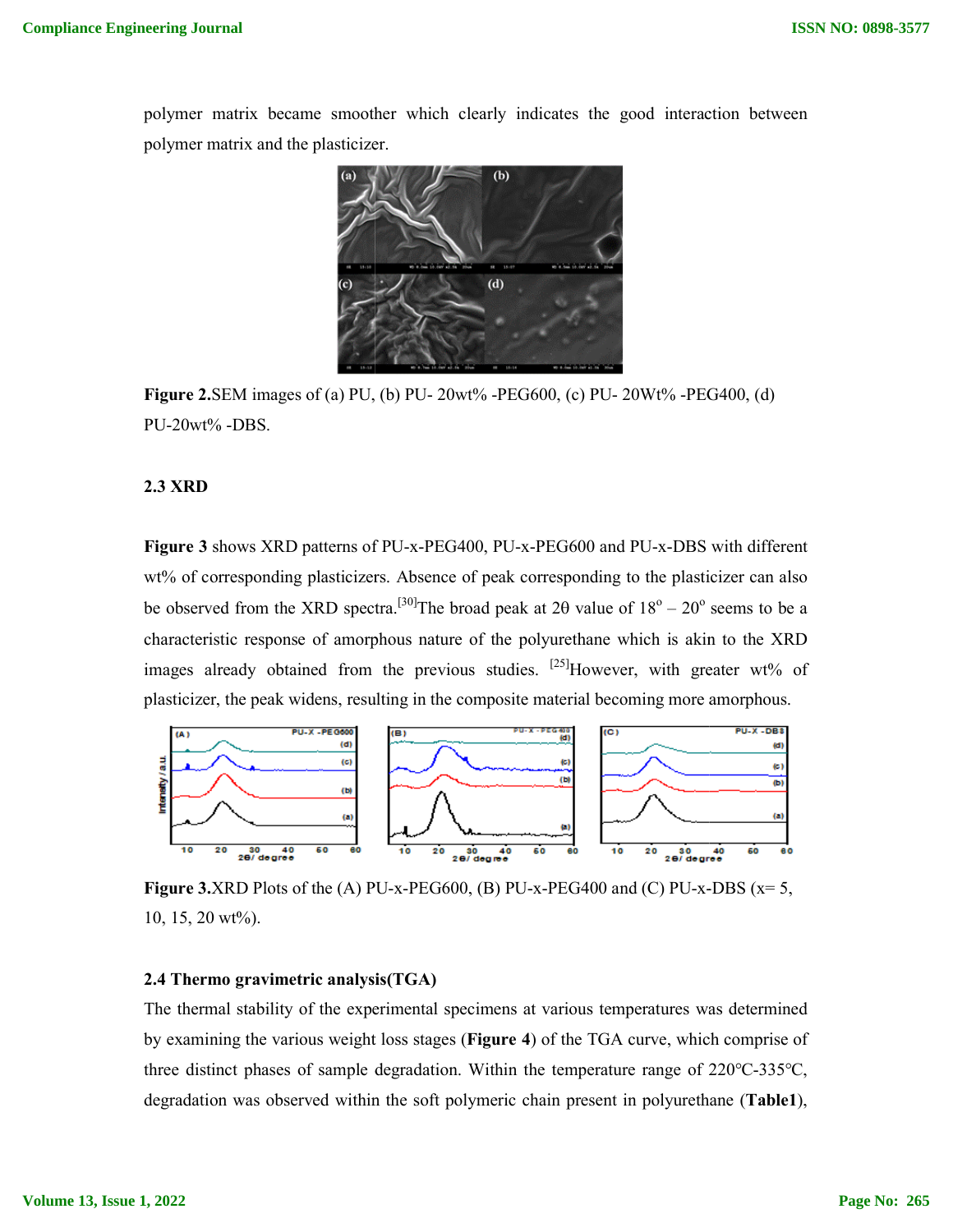polymer matrix became smoother which clearly indicates the good interaction between polymer matrix and the plasticizer.

**Figure 2.**SEM images of (a) PU, (b) PU- 20wt% -PEG600, (c) PU- 20Wt% -PEG400, (d) PU-20wt% -DBS.

### 2.3 XRD

**Figure 3** shows XRD patterns of PU-x-PEG400, PU-x-PEG600 and PU-x-DBS with different wt% of corresponding plasticizers. Absence of peak corresponding to the plasticizer can also be observed from the XRD spectra.[30]The broad peak at 2θ value of 18° – 20° seems to be a characteristic response of amorphous nature of the polyurethane which is akin to the XRD images already obtained from the previous studies. [25]However, with greater wt% of plasticizer, the peak widens, resulting in the composite material becoming more amorphous.

**Figure 3.**XRD Plots of the (A) PU-x-PEG600, (B) PU-x-PEG400 and (C) PU-x-DBS (x= 5, 10, 15, 20 wt%).

### 2.4 Thermo gravimetric analysis(TGA)

The thermal stability of the experimental specimens at various temperatures was determined by examining the various weight loss stages (**Figure 4**) of the TGA curve, which comprise of three distinct phases of sample degradation. Within the temperature range of 220℃-335℃, degradation was observed within the soft polymeric chain present in polyurethane (**Table1**),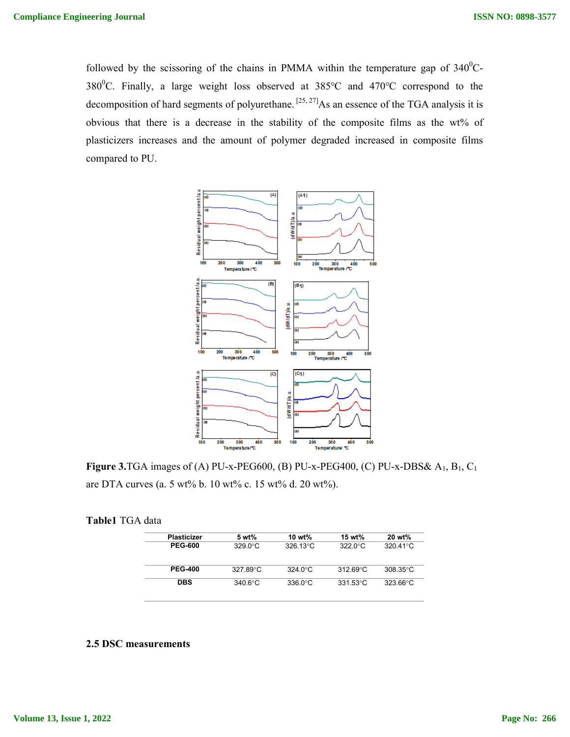followed by the scissoring of the chains in PMMA within the temperature gap of $340^0$C-$380^0$C. Finally, a large weight loss observed at 385°C and 470°C correspond to the decomposition of hard segments of polyurethane. [25, 27] As an essence of the TGA analysis it is obvious that there is a decrease in the stability of the composite films as the wt% of plasticizers increases and the amount of polymer degraded increased in composite films compared to PU.

**Figure 3.** TGA images of (A) PU-x-PEG600, (B) PU-x-PEG400, (C) PU-x-DBS& $A_1$, $B_1$, $C_1$ are DTA curves (a. 5 wt% b. 10 wt% c. 15 wt% d. 20 wt%).

**Table1** TGA data

| Plasticizer | 5 wt% | 10 wt% | 15 wt% | 20 wt% |
|---|---|---|---|---|
| PEG-600 | 329.0°C | 326.13°C | 322.0°C | 320.41°C |
| PEG-400 | 327.89°C | 324.0°C | 312.69°C | 308.35°C |
| DBS | 340.6°C | 336.0°C | 331.53°C | 323.66°C |

### 2.5 DSC measurements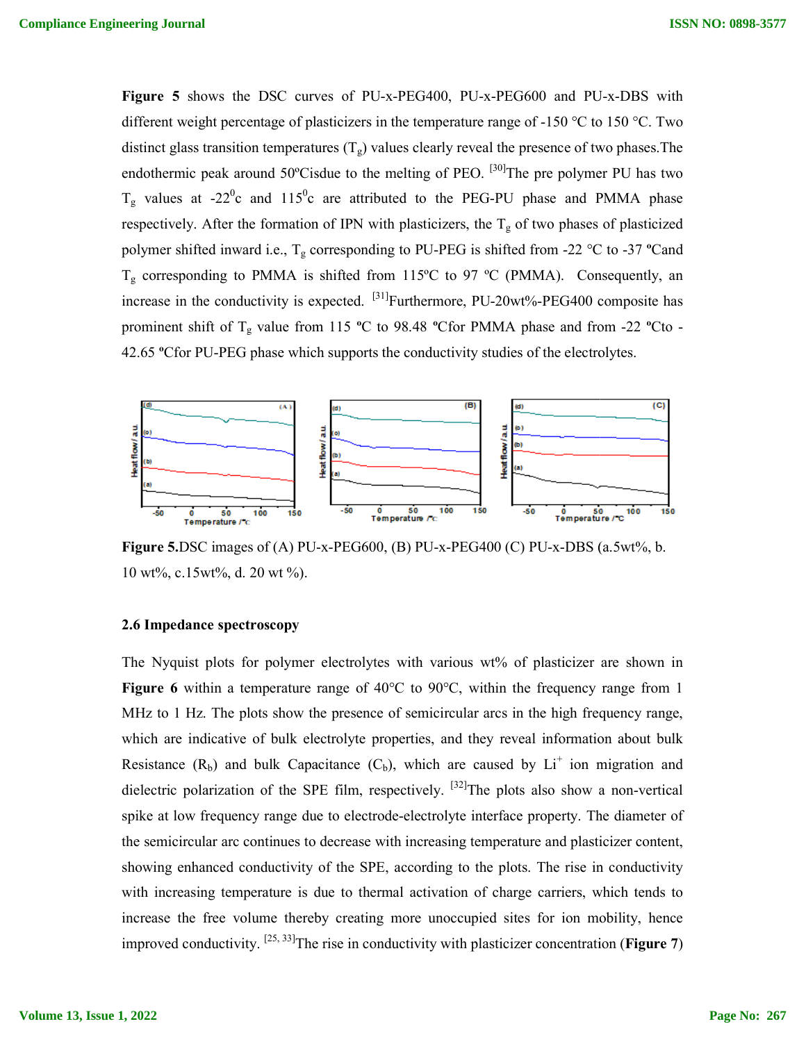**Figure 5** shows the DSC curves of PU-x-PEG400, PU-x-PEG600 and PU-x-DBS with different weight percentage of plasticizers in the temperature range of -150 °C to 150 °C. Two distinct glass transition temperatures ($T_g$) values clearly reveal the presence of two phases.The endothermic peak around 50ºCisdue to the melting of PEO. [30]The pre polymer PU has two $T_g$ values at -22$^0$c and 115$^0$c are attributed to the PEG-PU phase and PMMA phase respectively. After the formation of IPN with plasticizers, the $T_g$ of two phases of plasticized polymer shifted inward i.e., $T_g$ corresponding to PU-PEG is shifted from -22 °C to -37 ºCand $T_g$ corresponding to PMMA is shifted from 115ºC to 97 ºC (PMMA). Consequently, an increase in the conductivity is expected. [31]Furthermore, PU-20wt%-PEG400 composite has prominent shift of $T_g$ value from 115 ºC to 98.48 ºCfor PMMA phase and from -22 ºCto -42.65 ºCfor PU-PEG phase which supports the conductivity studies of the electrolytes.

**Figure 5.**DSC images of (A) PU-x-PEG600, (B) PU-x-PEG400 (C) PU-x-DBS (a.5wt%, b. 10 wt%, c.15wt%, d. 20 wt %).

### 2.6 Impedance spectroscopy

The Nyquist plots for polymer electrolytes with various wt% of plasticizer are shown in **Figure 6** within a temperature range of 40°C to 90°C, within the frequency range from 1 MHz to 1 Hz. The plots show the presence of semicircular arcs in the high frequency range, which are indicative of bulk electrolyte properties, and they reveal information about bulk Resistance ($R_b$) and bulk Capacitance ($C_b$), which are caused by $Li^+$ ion migration and dielectric polarization of the SPE film, respectively. [32]The plots also show a non-vertical spike at low frequency range due to electrode-electrolyte interface property. The diameter of the semicircular arc continues to decrease with increasing temperature and plasticizer content, showing enhanced conductivity of the SPE, according to the plots. The rise in conductivity with increasing temperature is due to thermal activation of charge carriers, which tends to increase the free volume thereby creating more unoccupied sites for ion mobility, hence improved conductivity. [25, 33]The rise in conductivity with plasticizer concentration (**Figure 7**)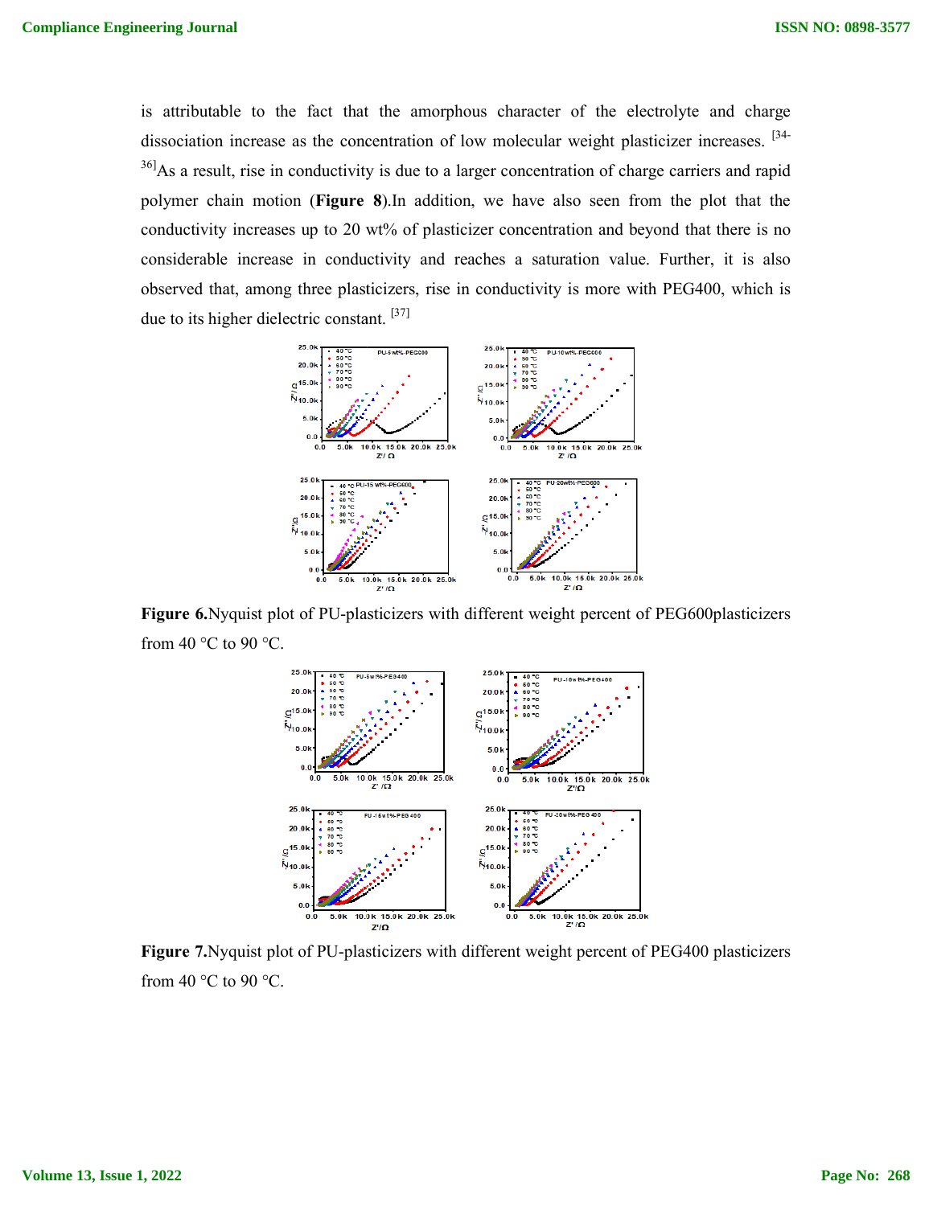is attributable to the fact that the amorphous character of the electrolyte and charge dissociation increase as the concentration of low molecular weight plasticizer increases. [34-36]As a result, rise in conductivity is due to a larger concentration of charge carriers and rapid polymer chain motion (**Figure 8**).In addition, we have also seen from the plot that the conductivity increases up to 20 wt% of plasticizer concentration and beyond that there is no considerable increase in conductivity and reaches a saturation value. Further, it is also observed that, among three plasticizers, rise in conductivity is more with PEG400, which is due to its higher dielectric constant. [37]

**Figure 6.**Nyquist plot of PU-plasticizers with different weight percent of PEG600plasticizers from 40 °C to 90 °C.

**Figure 7.**Nyquist plot of PU-plasticizers with different weight percent of PEG400 plasticizers from 40 °C to 90 °C.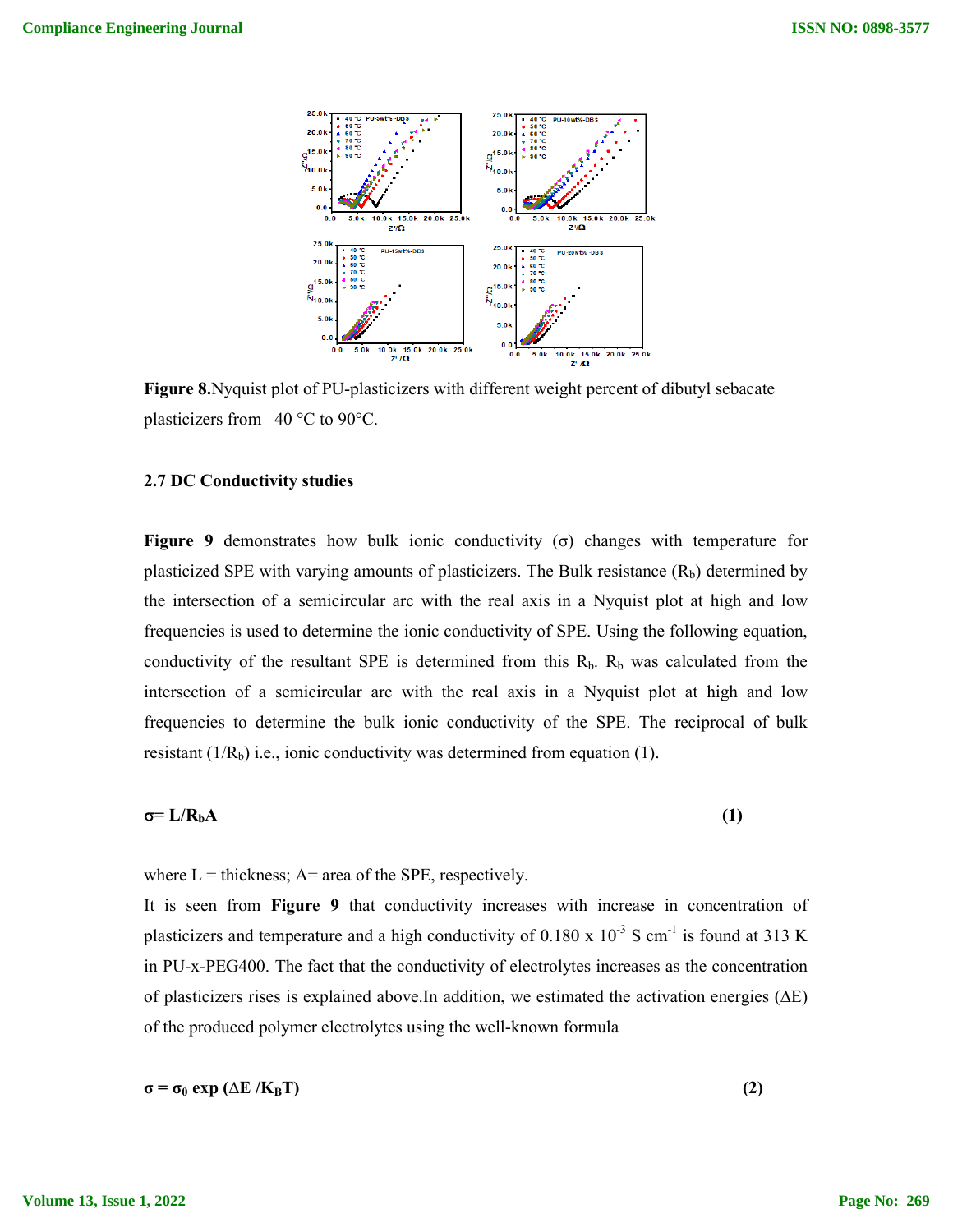**Figure 8.**Nyquist plot of PU-plasticizers with different weight percent of dibutyl sebacate plasticizers from 40 °C to 90°C.

### 2.7 DC Conductivity studies

**Figure 9** demonstrates how bulk ionic conductivity (σ) changes with temperature for plasticized SPE with varying amounts of plasticizers. The Bulk resistance ($R_b$) determined by the intersection of a semicircular arc with the real axis in a Nyquist plot at high and low frequencies is used to determine the ionic conductivity of SPE. Using the following equation, conductivity of the resultant SPE is determined from this $R_b$. $R_b$ was calculated from the intersection of a semicircular arc with the real axis in a Nyquist plot at high and low frequencies to determine the bulk ionic conductivity of the SPE. The reciprocal of bulk resistant ($1/R_b$) i.e., ionic conductivity was determined from equation (1).

$$\sigma = L/R_bA \tag{1}$$

where L = thickness; A= area of the SPE, respectively.

It is seen from **Figure 9** that conductivity increases with increase in concentration of plasticizers and temperature and a high conductivity of 0.180 x $10^{-3}$ S $cm^{-1}$ is found at 313 K in PU-x-PEG400. The fact that the conductivity of electrolytes increases as the concentration of plasticizers rises is explained above.In addition, we estimated the activation energies (ΔE) of the produced polymer electrolytes using the well-known formula

$$\sigma = \sigma_0 \exp (\Delta E / K_BT) \tag{2}$$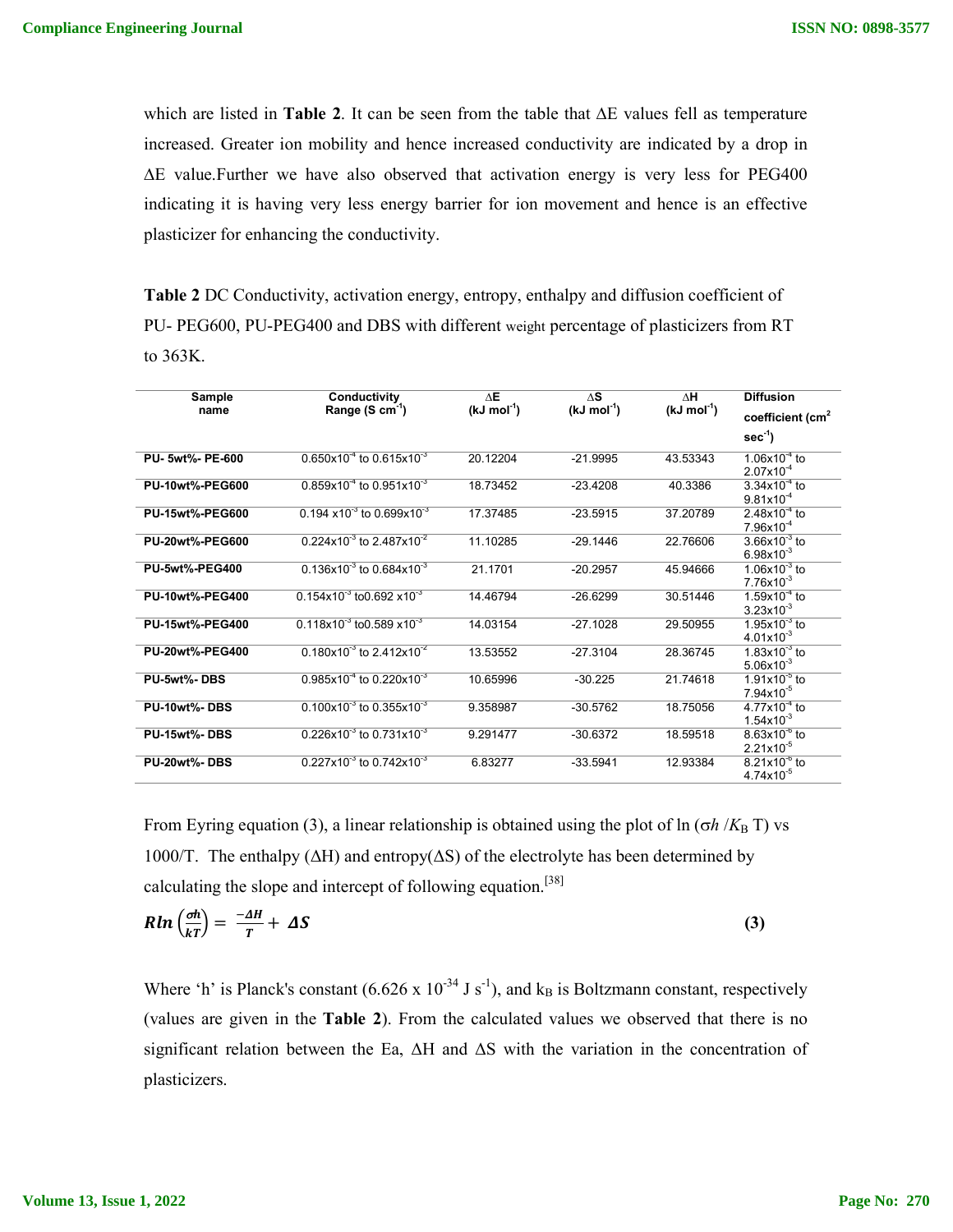which are listed in **Table 2**. It can be seen from the table that ΔE values fell as temperature increased. Greater ion mobility and hence increased conductivity are indicated by a drop in ΔE value.Further we have also observed that activation energy is very less for PEG400 indicating it is having very less energy barrier for ion movement and hence is an effective plasticizer for enhancing the conductivity.

**Table 2** DC Conductivity, activation energy, entropy, enthalpy and diffusion coefficient of PU- PEG600, PU-PEG400 and DBS with different weight percentage of plasticizers from RT to 363K.

| Sample name | Conductivity Range (S $cm^{-1}$) | ΔE (kJ $mol^{-1}$) | ΔS (kJ $mol^{-1}$) | ΔH (kJ $mol^{-1}$) | Diffusion coefficient ($cm^2$ $sec^{-1}$) |
|---|---|---|---|---|---|
| **PU- 5wt%- PE-600** | $0.650x10^{-4}$ to $0.615x10^{-3}$ | 20.12204 | -21.9995 | 43.53343 | $1.06x10^{-4}$ to $2.07x10^{-4}$ |
| **PU-10wt%-PEG600** | $0.859x10^{-4}$ to $0.951x10^{-3}$ | 18.73452 | -23.4208 | 40.3386 | $3.34x10^{-4}$ to $9.81x10^{-4}$ |
| **PU-15wt%-PEG600** | $0.194\ x10^{-3}$ to $0.699x10^{-3}$ | 17.37485 | -23.5915 | 37.20789 | $2.48x10^{-4}$ to $7.96x10^{-4}$ |
| **PU-20wt%-PEG600** | $0.224x10^{-3}$ to $2.487x10^{-2}$ | 11.10285 | -29.1446 | 22.76606 | $3.66x10^{-3}$ to $6.98x10^{-3}$ |
| **PU-5wt%-PEG400** | $0.136x10^{-3}$ to $0.684x10^{-3}$ | 21.1701 | -20.2957 | 45.94666 | $1.06x10^{-3}$ to $7.76x10^{-3}$ |
| **PU-10wt%-PEG400** | $0.154x10^{-3}$ to$0.692\ x10^{-3}$ | 14.46794 | -26.6299 | 30.51446 | $1.59x10^{-4}$ to $3.23x10^{-3}$ |
| **PU-15wt%-PEG400** | $0.118x10^{-3}$ to$0.589\ x10^{-3}$ | 14.03154 | -27.1028 | 29.50955 | $1.95x10^{-3}$ to $4.01x10^{-3}$ |
| **PU-20wt%-PEG400** | $0.180x10^{-3}$ to $2.412x10^{-2}$ | 13.53552 | -27.3104 | 28.36745 | $1.83x10^{-3}$ to $5.06x10^{-3}$ |
| **PU-5wt%- DBS** | $0.985x10^{-4}$ to $0.220x10^{-3}$ | 10.65996 | -30.225 | 21.74618 | $1.91x10^{-5}$ to $7.94x10^{-5}$ |
| **PU-10wt%- DBS** | $0.100x10^{-3}$ to $0.355x10^{-3}$ | 9.358987 | -30.5762 | 18.75056 | $4.77x10^{-4}$ to $1.54x10^{-3}$ |
| **PU-15wt%- DBS** | $0.226x10^{-3}$ to $0.731x10^{-3}$ | 9.291477 | -30.6372 | 18.59518 | $8.63x10^{-6}$ to $2.21x10^{-5}$ |
| **PU-20wt%- DBS** | $0.227x10^{-3}$ to $0.742x10^{-3}$ | 6.83277 | -33.5941 | 12.93384 | $8.21x10^{-6}$ to $4.74x10^{-5}$ |

From Eyring equation (3), a linear relationship is obtained using the plot of ln ($\sigma h / K_B T$) vs 1000/T. The enthalpy (ΔH) and entropy(ΔS) of the electrolyte has been determined by calculating the slope and intercept of following equation.[38]

$$R\ln\left(\frac{\sigma h}{kT}\right) = \frac{-\Delta H}{T} + \Delta S \qquad (3)$$

Where 'h' is Planck's constant (6.626 x $10^{-34}$ J $s^{-1}$), and $k_B$ is Boltzmann constant, respectively (values are given in the **Table 2**). From the calculated values we observed that there is no significant relation between the Ea, ΔH and ΔS with the variation in the concentration of plasticizers.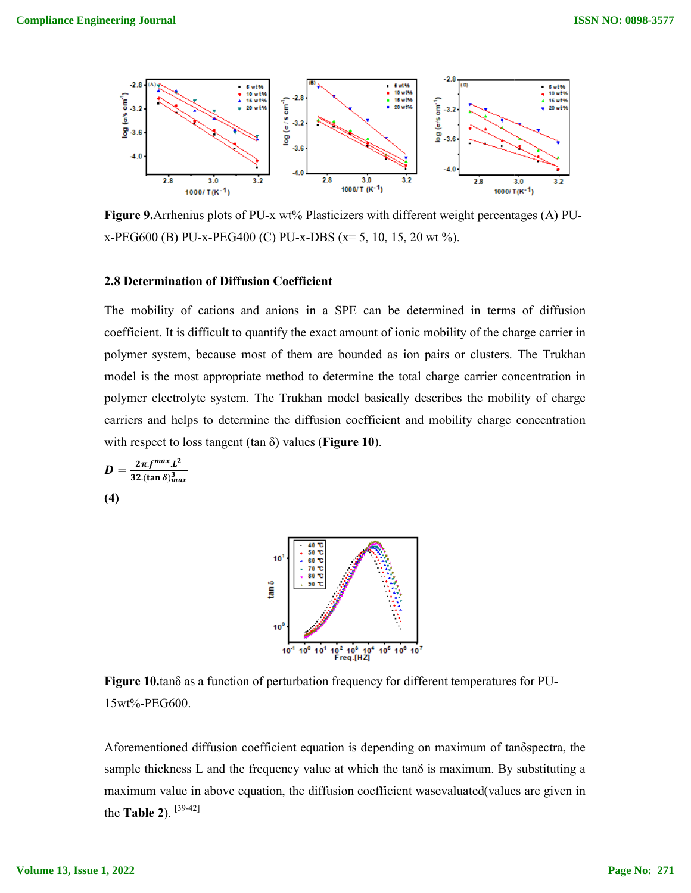**Figure 9.**Arrhenius plots of PU-x wt% Plasticizers with different weight percentages (A) PU-x-PEG600 (B) PU-x-PEG400 (C) PU-x-DBS (x= 5, 10, 15, 20 wt %).

### 2.8 Determination of Diffusion Coefficient

The mobility of cations and anions in a SPE can be determined in terms of diffusion coefficient. It is difficult to quantify the exact amount of ionic mobility of the charge carrier in polymer system, because most of them are bounded as ion pairs or clusters. The Trukhan model is the most appropriate method to determine the total charge carrier concentration in polymer electrolyte system. The Trukhan model basically describes the mobility of charge carriers and helps to determine the diffusion coefficient and mobility charge concentration with respect to loss tangent (tan δ) values (**Figure 10**).

$$D = \frac{2\pi . f^{max} . L^2}{32.(\tan \delta)^3_{max}}$$

**(4)**

**Figure 10.**tanδ as a function of perturbation frequency for different temperatures for PU-15wt%-PEG600.

Aforementioned diffusion coefficient equation is depending on maximum of tanδspectra, the sample thickness L and the frequency value at which the tanδ is maximum. By substituting a maximum value in above equation, the diffusion coefficient wasevaluated(values are given in the **Table 2**). [39-42]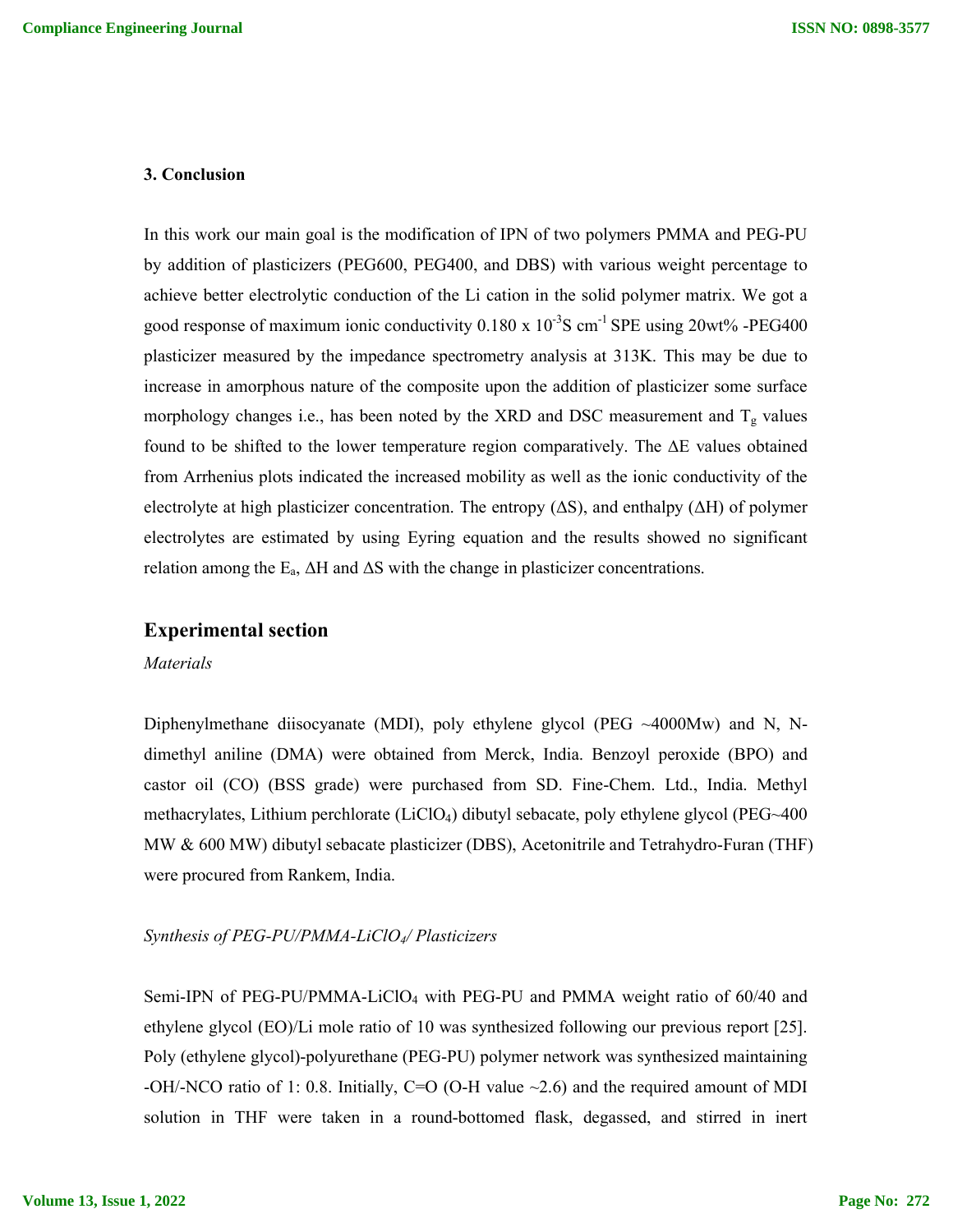### 3. Conclusion

In this work our main goal is the modification of IPN of two polymers PMMA and PEG-PU by addition of plasticizers (PEG600, PEG400, and DBS) with various weight percentage to achieve better electrolytic conduction of the Li cation in the solid polymer matrix. We got a good response of maximum ionic conductivity $0.180 \times 10^{-3}$S cm$^{-1}$ SPE using 20wt% -PEG400 plasticizer measured by the impedance spectrometry analysis at 313K. This may be due to increase in amorphous nature of the composite upon the addition of plasticizer some surface morphology changes i.e., has been noted by the XRD and DSC measurement and $T_g$ values found to be shifted to the lower temperature region comparatively. The $\Delta E$ values obtained from Arrhenius plots indicated the increased mobility as well as the ionic conductivity of the electrolyte at high plasticizer concentration. The entropy ($\Delta S$), and enthalpy ($\Delta H$) of polymer electrolytes are estimated by using Eyring equation and the results showed no significant relation among the $E_a$, $\Delta H$ and $\Delta S$ with the change in plasticizer concentrations.

## Experimental section

*Materials*

Diphenylmethane diisocyanate (MDI), poly ethylene glycol (PEG ~4000Mw) and N, N-dimethyl aniline (DMA) were obtained from Merck, India. Benzoyl peroxide (BPO) and castor oil (CO) (BSS grade) were purchased from SD. Fine-Chem. Ltd., India. Methyl methacrylates, Lithium perchlorate ($LiClO_4$) dibutyl sebacate, poly ethylene glycol (PEG~400 MW & 600 MW) dibutyl sebacate plasticizer (DBS), Acetonitrile and Tetrahydro-Furan (THF) were procured from Rankem, India.

*Synthesis of PEG-PU/PMMA-$LiClO_4$/ Plasticizers*

Semi-IPN of PEG-PU/PMMA-$LiClO_4$ with PEG-PU and PMMA weight ratio of 60/40 and ethylene glycol (EO)/Li mole ratio of 10 was synthesized following our previous report [25]. Poly (ethylene glycol)-polyurethane (PEG-PU) polymer network was synthesized maintaining -OH/-NCO ratio of 1: 0.8. Initially, C=O (O-H value ~2.6) and the required amount of MDI solution in THF were taken in a round-bottomed flask, degassed, and stirred in inert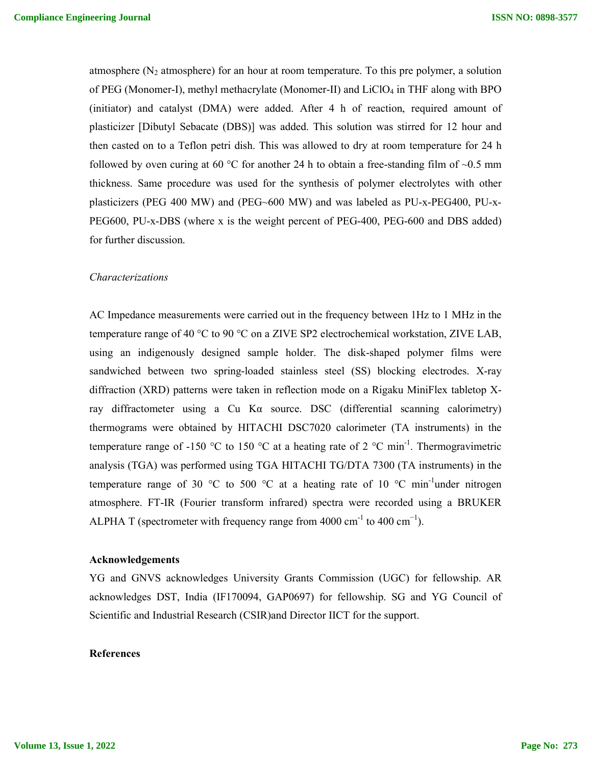atmosphere ($N_2$ atmosphere) for an hour at room temperature. To this pre polymer, a solution of PEG (Monomer-I), methyl methacrylate (Monomer-II) and $LiClO_4$ in THF along with BPO (initiator) and catalyst (DMA) were added. After 4 h of reaction, required amount of plasticizer [Dibutyl Sebacate (DBS)] was added. This solution was stirred for 12 hour and then casted on to a Teflon petri dish. This was allowed to dry at room temperature for 24 h followed by oven curing at 60 °C for another 24 h to obtain a free-standing film of ~0.5 mm thickness. Same procedure was used for the synthesis of polymer electrolytes with other plasticizers (PEG 400 MW) and (PEG~600 MW) and was labeled as PU-x-PEG400, PU-x-PEG600, PU-x-DBS (where x is the weight percent of PEG-400, PEG-600 and DBS added) for further discussion.

*Characterizations*

AC Impedance measurements were carried out in the frequency between 1Hz to 1 MHz in the temperature range of 40 °C to 90 °C on a ZIVE SP2 electrochemical workstation, ZIVE LAB, using an indigenously designed sample holder. The disk-shaped polymer films were sandwiched between two spring-loaded stainless steel (SS) blocking electrodes. X-ray diffraction (XRD) patterns were taken in reflection mode on a Rigaku MiniFlex tabletop X-ray diffractometer using a Cu Kα source. DSC (differential scanning calorimetry) thermograms were obtained by HITACHI DSC7020 calorimeter (TA instruments) in the temperature range of -150 °C to 150 °C at a heating rate of 2 °C $min^{-1}$. Thermogravimetric analysis (TGA) was performed using TGA HITACHI TG/DTA 7300 (TA instruments) in the temperature range of 30 °C to 500 °C at a heating rate of 10 °C $min^{-1}$under nitrogen atmosphere. FT-IR (Fourier transform infrared) spectra were recorded using a BRUKER ALPHA T (spectrometer with frequency range from 4000 $cm^{-1}$ to 400 $cm^{-1}$).

**Acknowledgements**

YG and GNVS acknowledges University Grants Commission (UGC) for fellowship. AR acknowledges DST, India (IF170094, GAP0697) for fellowship. SG and YG Council of Scientific and Industrial Research (CSIR)and Director IICT for the support.

**References**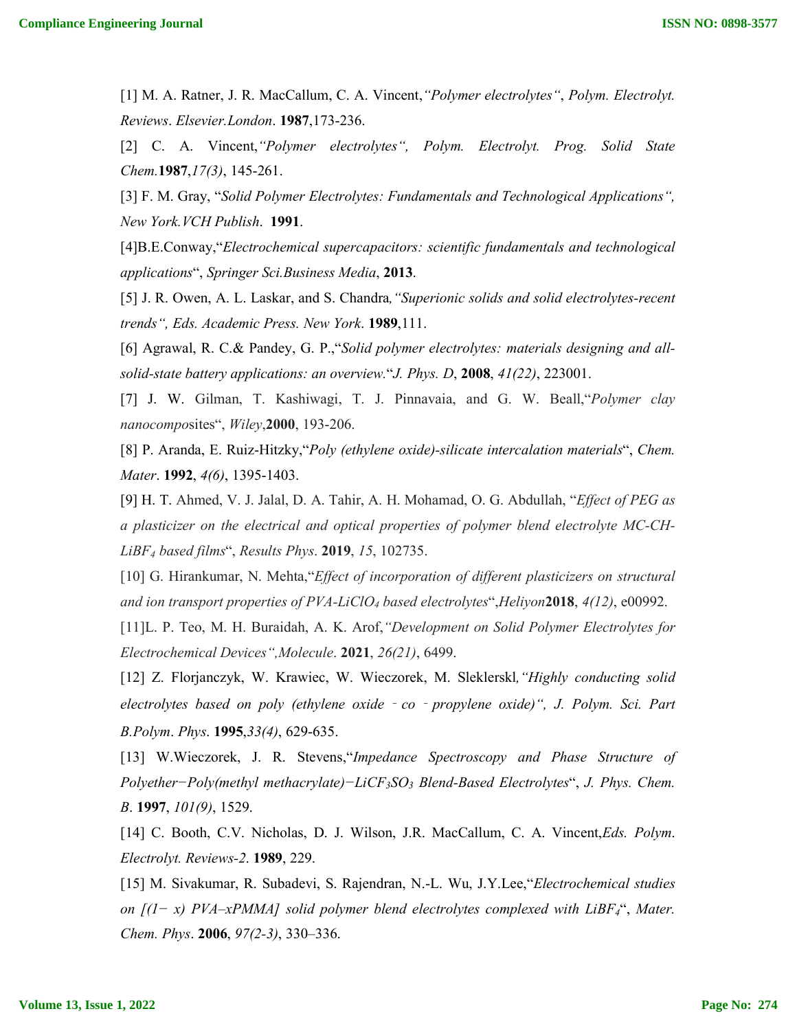[1] M. A. Ratner, J. R. MacCallum, C. A. Vincent,*"Polymer electrolytes"*, *Polym. Electrolyt. Reviews*. *Elsevier.London*. **1987**,173-236.

[2] C. A. Vincent,*"Polymer electrolytes", Polym. Electrolyt. Prog. Solid State Chem.***1987**,*17(3)*, 145-261.

[3] F. M. Gray, "*Solid Polymer Electrolytes: Fundamentals and Technological Applications", New York.VCH Publish*. **1991**.

[4]B.E.Conway,"*Electrochemical supercapacitors: scientific fundamentals and technological applications*", *Springer Sci.Business Media*, **2013**.

[5] J. R. Owen, A. L. Laskar, and S. Chandra*,"Superionic solids and solid electrolytes-recent trends", Eds. Academic Press. New York*. **1989**,111.

[6] Agrawal, R. C.& Pandey, G. P.,"*Solid polymer electrolytes: materials designing and all-solid-state battery applications: an overview.*"*J. Phys. D*, **2008**, *41(22)*, 223001.

[7] J. W. Gilman, T. Kashiwagi, T. J. Pinnavaia, and G. W. Beall,"*Polymer clay nanocompo*sites", *Wiley*,**2000**, 193-206.

[8] P. Aranda, E. Ruiz-Hitzky,"*Poly (ethylene oxide)-silicate intercalation materials*", *Chem. Mater*. **1992**, *4(6)*, 1395-1403.

[9] H. T. Ahmed, V. J. Jalal, D. A. Tahir, A. H. Mohamad, O. G. Abdullah, "*Effect of PEG as a plasticizer on the electrical and optical properties of polymer blend electrolyte MC-CH-$LiBF_4$ based films*", *Results Phys*. **2019**, *15*, 102735.

[10] G. Hirankumar, N. Mehta,"*Effect of incorporation of different plasticizers on structural and ion transport properties of PVA-$LiClO_4$ based electrolytes*",*Heliyon***2018**, *4(12)*, e00992.

[11]L. P. Teo, M. H. Buraidah, A. K. Arof,*"Development on Solid Polymer Electrolytes for Electrochemical Devices",Molecule*. **2021**, *26(21)*, 6499.

[12] Z. Florjanczyk, W. Krawiec, W. Wieczorek, M. Sleklerskl*,"Highly conducting solid electrolytes based on poly (ethylene oxide‐co‐propylene oxide)", J. Polym. Sci. Part B.Polym*. *Phys*. **1995**,*33(4)*, 629-635.

[13] W.Wieczorek, J. R. Stevens,"*Impedance Spectroscopy and Phase Structure of Polyether−Poly(methyl methacrylate)−$LiCF_3SO_3$ Blend-Based Electrolytes*", *J. Phys. Chem. B*. **1997**, *101(9)*, 1529.

[14] C. Booth, C.V. Nicholas, D. J. Wilson, J.R. MacCallum, C. A. Vincent,*Eds. Polym*. *Electrolyt. Reviews-2*. **1989**, 229.

[15] M. Sivakumar, R. Subadevi, S. Rajendran, N.-L. Wu, J.Y.Lee,"*Electrochemical studies on [(1− x) PVA–xPMMA] solid polymer blend electrolytes complexed with $LiBF_4$*", *Mater. Chem. Phys*. **2006**, *97(2-3)*, 330–336.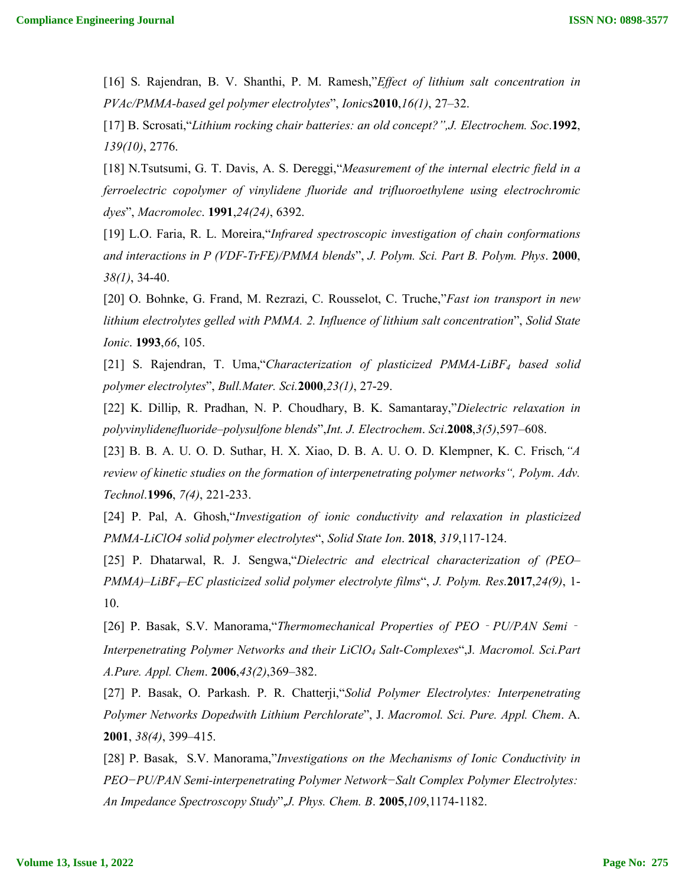[16] S. Rajendran, B. V. Shanthi, P. M. Ramesh,"*Effect of lithium salt concentration in PVAc/PMMA-based gel polymer electrolytes*", *Ionic*s**2010**,*16(1)*, 27–32.

[17] B. Scrosati,"*Lithium rocking chair batteries: an old concept?",J. Electrochem. Soc*.**1992**, *139(10)*, 2776.

[18] N.Tsutsumi, G. T. Davis, A. S. Dereggi,"*Measurement of the internal electric field in a ferroelectric copolymer of vinylidene fluoride and trifluoroethylene using electrochromic dyes*", *Macromolec*. **1991**,*24(24)*, 6392.

[19] L.O. Faria, R. L. Moreira,"*Infrared spectroscopic investigation of chain conformations and interactions in P (VDF-TrFE)/PMMA blends*", *J. Polym. Sci. Part B. Polym. Phys*. **2000**, *38(1)*, 34-40.

[20] O. Bohnke, G. Frand, M. Rezrazi, C. Rousselot, C. Truche,"*Fast ion transport in new lithium electrolytes gelled with PMMA. 2. Influence of lithium salt concentration*", *Solid State Ionic*. **1993**,*66*, 105.

[21] S. Rajendran, T. Uma,"*Characterization of plasticized PMMA-LiBF$_4$ based solid polymer electrolytes*", *Bull.Mater. Sci.***2000**,*23(1)*, 27-29.

[22] K. Dillip, R. Pradhan, N. P. Choudhary, B. K. Samantaray,"*Dielectric relaxation in polyvinylidenefluoride–polysulfone blends*",*Int. J. Electrochem*. *Sci*.**2008**,*3(5)*,597–608.

[23] B. B. A. U. O. D. Suthar, H. X. Xiao, D. B. A. U. O. D. Klempner, K. C. Frisch*,"A review of kinetic studies on the formation of interpenetrating polymer networks", Polym. Adv. Technol*.**1996**, *7(4)*, 221-233.

[24] P. Pal, A. Ghosh,"*Investigation of ionic conductivity and relaxation in plasticized PMMA-LiClO4 solid polymer electrolytes*", *Solid State Ion*. **2018**, *319*,117-124.

[25] P. Dhatarwal, R. J. Sengwa,"*Dielectric and electrical characterization of (PEO–PMMA)–LiBF$_4$–EC plasticized solid polymer electrolyte films*", *J. Polym. Res*.**2017**,*24(9)*, 1-10.

[26] P. Basak, S.V. Manorama,"*Thermomechanical Properties of PEO‐PU/PAN Semi‐Interpenetrating Polymer Networks and their LiClO$_4$ Salt-Complexes*",J. *Macromol. Sci.Part A.Pure. Appl. Chem*. **2006**,*43(2)*,369–382.

[27] P. Basak, O. Parkash. P. R. Chatterji,"*Solid Polymer Electrolytes: Interpenetrating Polymer Networks Dopedwith Lithium Perchlorate*", J. *Macromol. Sci. Pure. Appl. Chem*. A. **2001**, *38(4)*, 399–415.

[28] P. Basak, S.V. Manorama,"*Investigations on the Mechanisms of Ionic Conductivity in PEO−PU/PAN Semi-interpenetrating Polymer Network−Salt Complex Polymer Electrolytes: An Impedance Spectroscopy Study*",*J. Phys. Chem. B*. **2005**,*109*,1174-1182.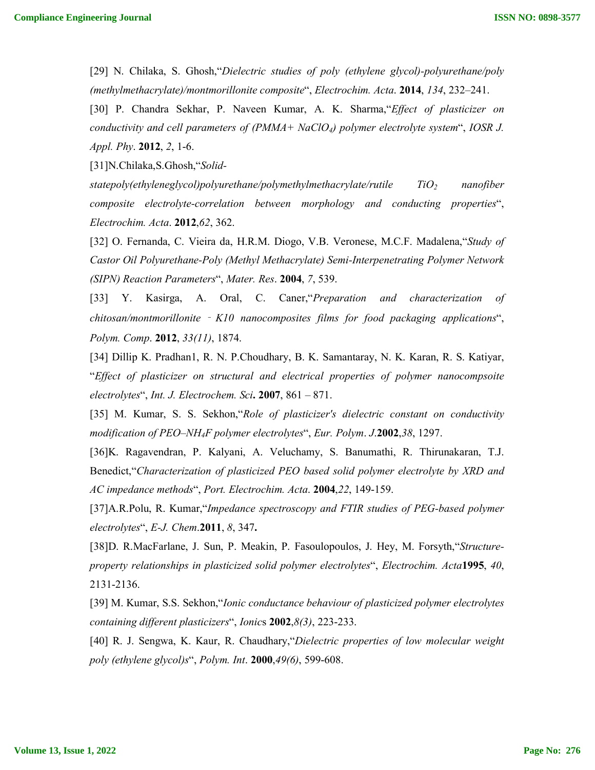[29] N. Chilaka, S. Ghosh,"*Dielectric studies of poly (ethylene glycol)-polyurethane/poly (methylmethacrylate)/montmorillonite composite*", *Electrochim. Acta*. **2014**, *134*, 232–241.

[30] P. Chandra Sekhar, P. Naveen Kumar, A. K. Sharma,"*Effect of plasticizer on conductivity and cell parameters of (PMMA+ $NaClO_4$) polymer electrolyte system*", *IOSR J. Appl. Phy*. **2012**, *2*, 1-6.

[31]N.Chilaka,S.Ghosh,"*Solid-statepoly(ethyleneglycol)polyurethane/polymethylmethacrylate/rutile $TiO_2$ nanofiber composite electrolyte-correlation between morphology and conducting properties*", *Electrochim. Acta*. **2012**,*62*, 362.

[32] O. Fernanda, C. Vieira da, H.R.M. Diogo, V.B. Veronese, M.C.F. Madalena,"*Study of Castor Oil Polyurethane-Poly (Methyl Methacrylate) Semi-Interpenetrating Polymer Network (SIPN) Reaction Parameters*", *Mater. Res*. **2004**, *7*, 539.

[33] Y. Kasirga, A. Oral, C. Caner,"*Preparation and characterization of chitosan/montmorillonite ‐ K10 nanocomposites films for food packaging applications*", *Polym. Comp*. **2012**, *33(11)*, 1874.

[34] Dillip K. Pradhan1, R. N. P.Choudhary, B. K. Samantaray, N. K. Karan, R. S. Katiyar, "*Effect of plasticizer on structural and electrical properties of polymer nanocompsoite electrolytes*", *Int. J. Electrochem. Sci***. 2007**, 861 – 871.

[35] M. Kumar, S. S. Sekhon,"*Role of plasticizer's dielectric constant on conductivity modification of PEO–$NH_4F$ polymer electrolytes*", *Eur. Polym*. *J*.**2002**,*38*, 1297.

[36]K. Ragavendran, P. Kalyani, A. Veluchamy, S. Banumathi, R. Thirunakaran, T.J. Benedict,"*Characterization of plasticized PEO based solid polymer electrolyte by XRD and AC impedance methods*", *Port. Electrochim. Acta*. **2004**,*22*, 149-159.

[37]A.R.Polu, R. Kumar,"*Impedance spectroscopy and FTIR studies of PEG-based polymer electrolytes*", *E-J. Chem*.**2011**, *8*, 347**.**

[38]D. R.MacFarlane, J. Sun, P. Meakin, P. Fasoulopoulos, J. Hey, M. Forsyth,"*Structure-property relationships in plasticized solid polymer electrolytes*", *Electrochim. Acta***1995**, *40*, 2131-2136.

[39] M. Kumar, S.S. Sekhon,"*Ionic conductance behaviour of plasticized polymer electrolytes containing different plasticizers*", *Ionic*s **2002**,*8(3)*, 223-233.

[40] R. J. Sengwa, K. Kaur, R. Chaudhary,"*Dielectric properties of low molecular weight poly (ethylene glycol)s*", *Polym. Int*. **2000**,*49(6)*, 599-608.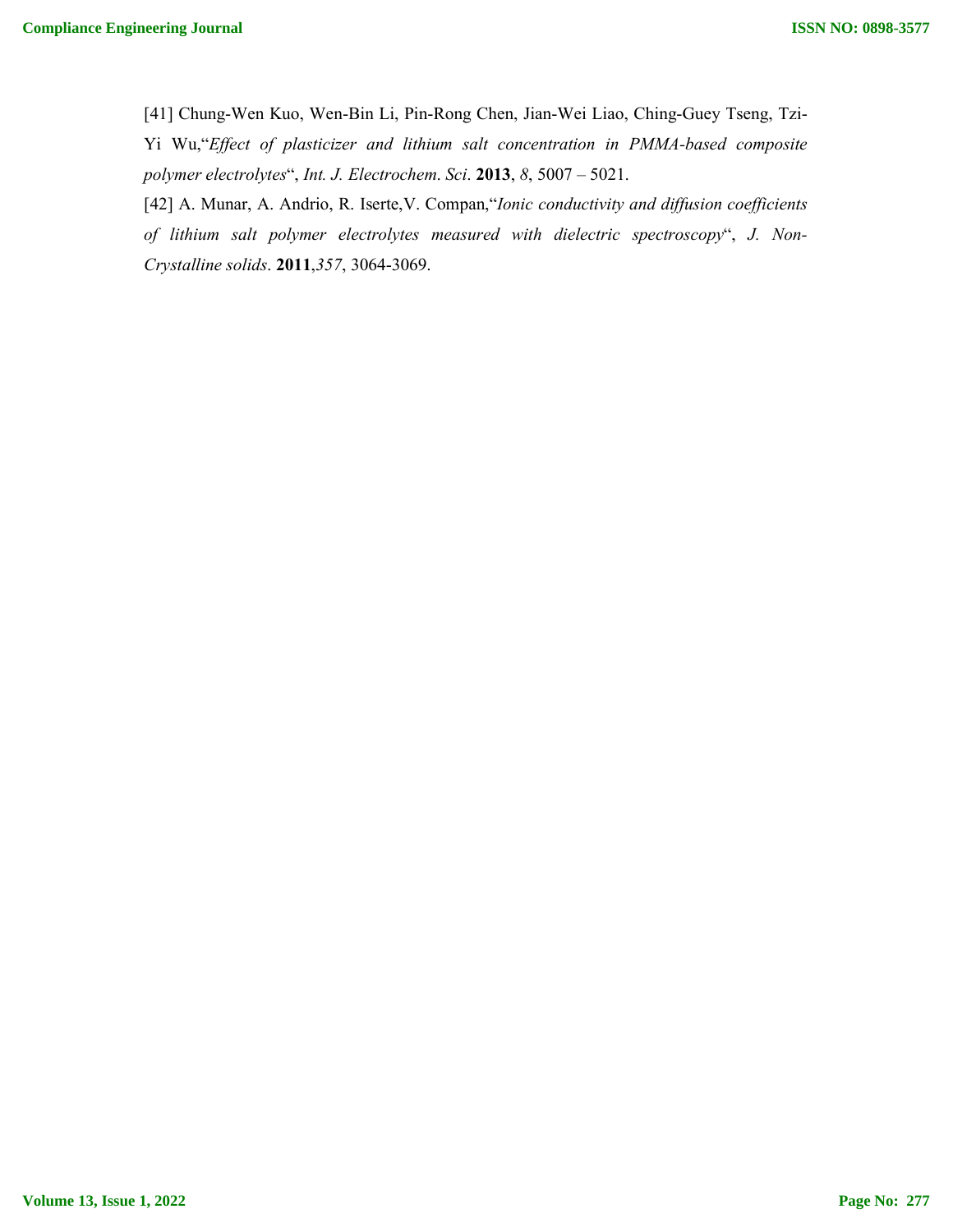[41] Chung-Wen Kuo, Wen-Bin Li, Pin-Rong Chen, Jian-Wei Liao, Ching-Guey Tseng, Tzi-Yi Wu,"*Effect of plasticizer and lithium salt concentration in PMMA-based composite polymer electrolytes*", *Int. J. Electrochem. Sci*. **2013**, *8*, 5007 – 5021.

[42] A. Munar, A. Andrio, R. Iserte,V. Compan,"*Ionic conductivity and diffusion coefficients of lithium salt polymer electrolytes measured with dielectric spectroscopy*", *J. Non-Crystalline solids*. **2011**,*357*, 3064-3069.